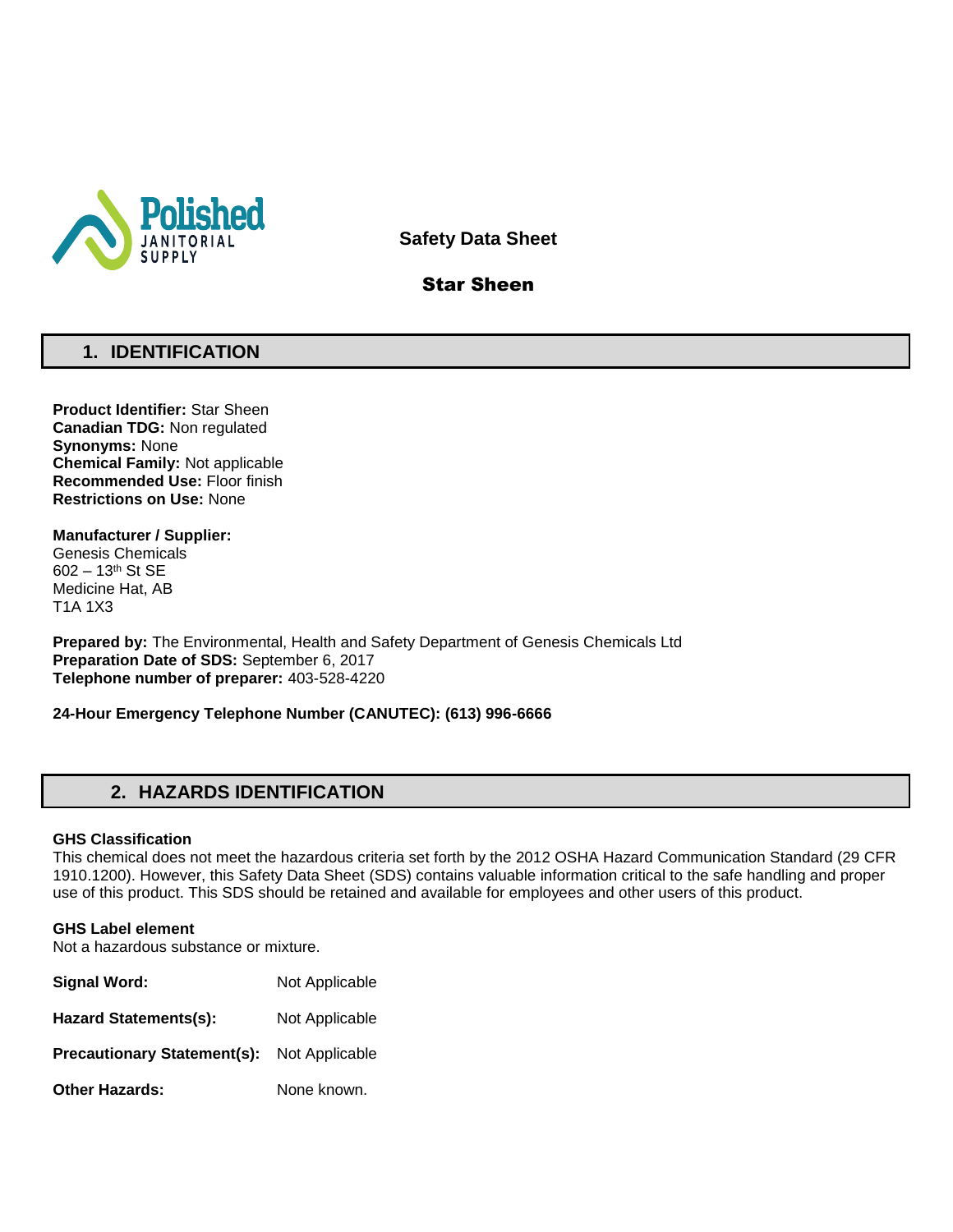Polished JANITORIAL SUPPLY

# Safety Data Sheet

## Star Sheen

## 1. IDENTIFICATION

**Product Identifier:** Star Sheen
**Canadian TDG:** Non regulated
**Synonyms:** None
**Chemical Family:** Not applicable
**Recommended Use:** Floor finish
**Restrictions on Use:** None

**Manufacturer / Supplier:**
Genesis Chemicals
602 – 13th St SE
Medicine Hat, AB
T1A 1X3

**Prepared by:** The Environmental, Health and Safety Department of Genesis Chemicals Ltd
**Preparation Date of SDS:** September 6, 2017
**Telephone number of preparer:** 403-528-4220

**24-Hour Emergency Telephone Number (CANUTEC): (613) 996-6666**

## 2. HAZARDS IDENTIFICATION

**GHS Classification**
This chemical does not meet the hazardous criteria set forth by the 2012 OSHA Hazard Communication Standard (29 CFR 1910.1200). However, this Safety Data Sheet (SDS) contains valuable information critical to the safe handling and proper use of this product. This SDS should be retained and available for employees and other users of this product.

**GHS Label element**
Not a hazardous substance or mixture.

**Signal Word:** Not Applicable

**Hazard Statements(s):** Not Applicable

**Precautionary Statement(s):** Not Applicable

**Other Hazards:** None known.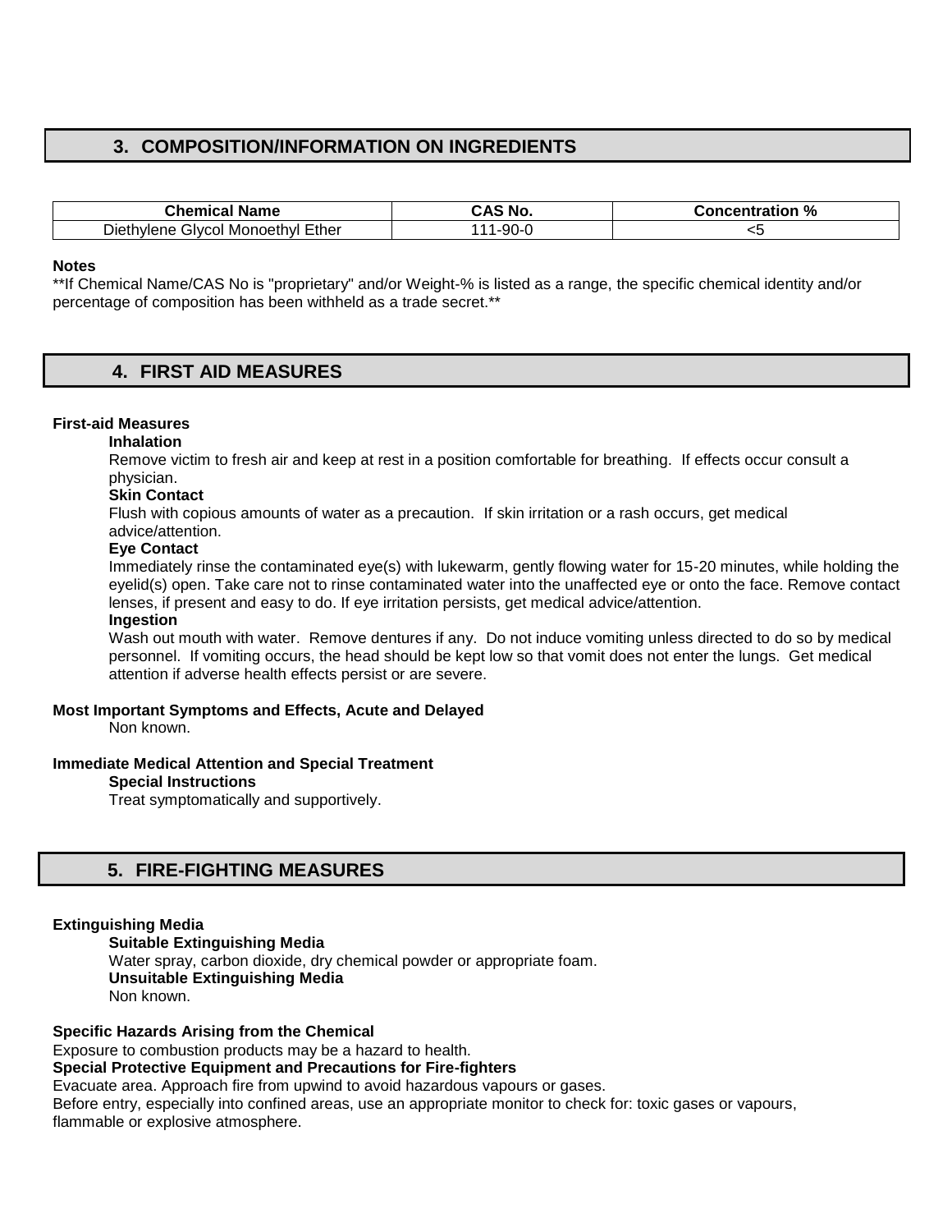## 3. COMPOSITION/INFORMATION ON INGREDIENTS

| Chemical Name | CAS No. | Concentration % |
|---|---|---|
| Diethylene Glycol Monoethyl Ether | 111-90-0 | <5 |

**Notes**

**If Chemical Name/CAS No is "proprietary" and/or Weight-% is listed as a range, the specific chemical identity and/or percentage of composition has been withheld as a trade secret.**

## 4. FIRST AID MEASURES

**First-aid Measures**

**Inhalation**

Remove victim to fresh air and keep at rest in a position comfortable for breathing. If effects occur consult a physician.

**Skin Contact**

Flush with copious amounts of water as a precaution. If skin irritation or a rash occurs, get medical advice/attention.

**Eye Contact**

Immediately rinse the contaminated eye(s) with lukewarm, gently flowing water for 15-20 minutes, while holding the eyelid(s) open. Take care not to rinse contaminated water into the unaffected eye or onto the face. Remove contact lenses, if present and easy to do. If eye irritation persists, get medical advice/attention.

**Ingestion**

Wash out mouth with water. Remove dentures if any. Do not induce vomiting unless directed to do so by medical personnel. If vomiting occurs, the head should be kept low so that vomit does not enter the lungs. Get medical attention if adverse health effects persist or are severe.

**Most Important Symptoms and Effects, Acute and Delayed**

Non known.

**Immediate Medical Attention and Special Treatment**

**Special Instructions**

Treat symptomatically and supportively.

## 5. FIRE-FIGHTING MEASURES

**Extinguishing Media**

**Suitable Extinguishing Media**

Water spray, carbon dioxide, dry chemical powder or appropriate foam.

**Unsuitable Extinguishing Media**

Non known.

**Specific Hazards Arising from the Chemical**

Exposure to combustion products may be a hazard to health.

**Special Protective Equipment and Precautions for Fire-fighters**

Evacuate area. Approach fire from upwind to avoid hazardous vapours or gases.

Before entry, especially into confined areas, use an appropriate monitor to check for: toxic gases or vapours, flammable or explosive atmosphere.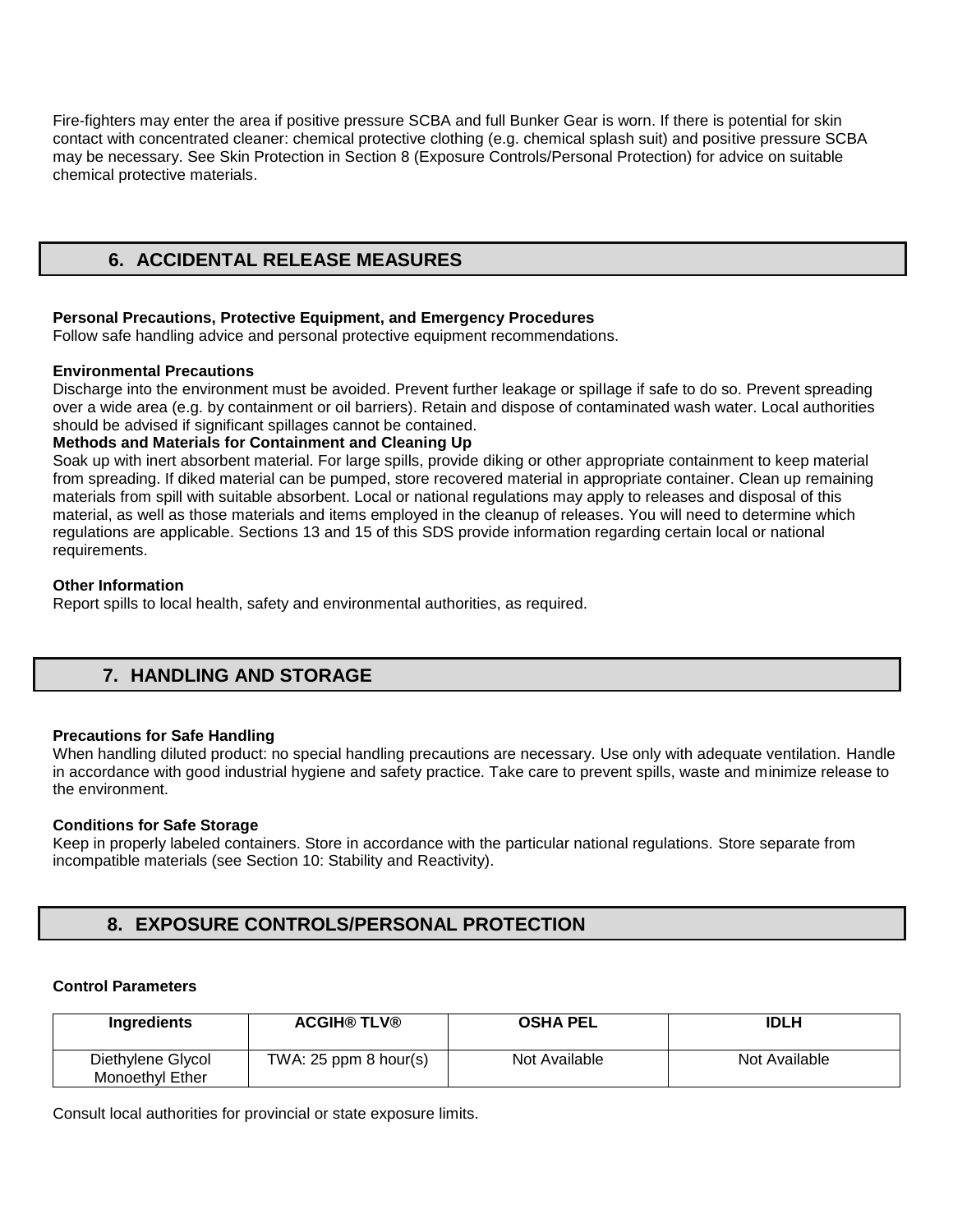Fire-fighters may enter the area if positive pressure SCBA and full Bunker Gear is worn. If there is potential for skin contact with concentrated cleaner: chemical protective clothing (e.g. chemical splash suit) and positive pressure SCBA may be necessary. See Skin Protection in Section 8 (Exposure Controls/Personal Protection) for advice on suitable chemical protective materials.

## 6. ACCIDENTAL RELEASE MEASURES

**Personal Precautions, Protective Equipment, and Emergency Procedures**
Follow safe handling advice and personal protective equipment recommendations.

**Environmental Precautions**
Discharge into the environment must be avoided. Prevent further leakage or spillage if safe to do so. Prevent spreading over a wide area (e.g. by containment or oil barriers). Retain and dispose of contaminated wash water. Local authorities should be advised if significant spillages cannot be contained.

**Methods and Materials for Containment and Cleaning Up**
Soak up with inert absorbent material. For large spills, provide diking or other appropriate containment to keep material from spreading. If diked material can be pumped, store recovered material in appropriate container. Clean up remaining materials from spill with suitable absorbent. Local or national regulations may apply to releases and disposal of this material, as well as those materials and items employed in the cleanup of releases. You will need to determine which regulations are applicable. Sections 13 and 15 of this SDS provide information regarding certain local or national requirements.

**Other Information**
Report spills to local health, safety and environmental authorities, as required.

## 7. HANDLING AND STORAGE

**Precautions for Safe Handling**
When handling diluted product: no special handling precautions are necessary. Use only with adequate ventilation. Handle in accordance with good industrial hygiene and safety practice. Take care to prevent spills, waste and minimize release to the environment.

**Conditions for Safe Storage**
Keep in properly labeled containers. Store in accordance with the particular national regulations. Store separate from incompatible materials (see Section 10: Stability and Reactivity).

## 8. EXPOSURE CONTROLS/PERSONAL PROTECTION

**Control Parameters**

| Ingredients | ACGIH® TLV® | OSHA PEL | IDLH |
|---|---|---|---|
| Diethylene Glycol Monoethyl Ether | TWA: 25 ppm 8 hour(s) | Not Available | Not Available |

Consult local authorities for provincial or state exposure limits.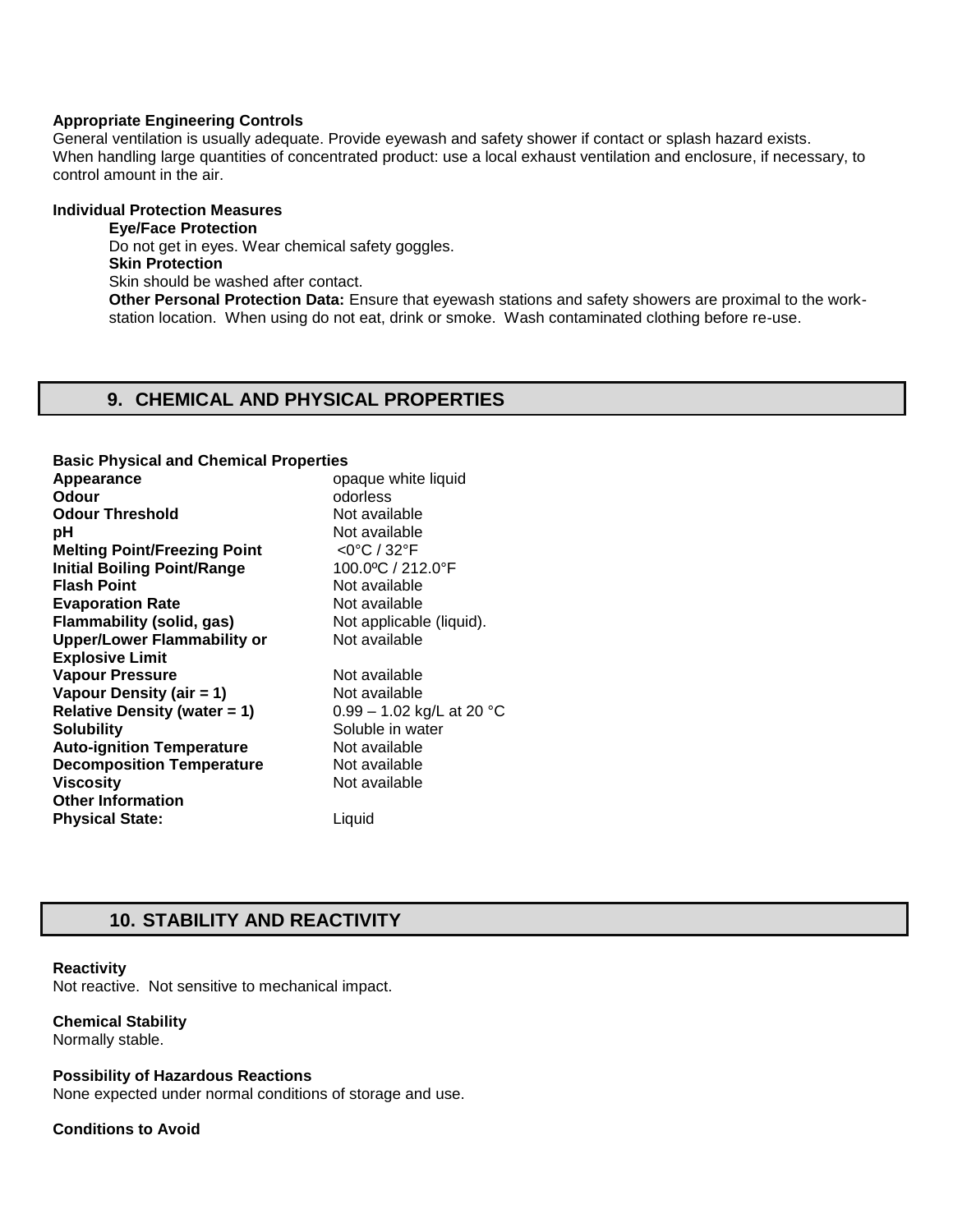**Appropriate Engineering Controls**

General ventilation is usually adequate. Provide eyewash and safety shower if contact or splash hazard exists. When handling large quantities of concentrated product: use a local exhaust ventilation and enclosure, if necessary, to control amount in the air.

**Individual Protection Measures**

**Eye/Face Protection**

Do not get in eyes. Wear chemical safety goggles.

**Skin Protection**

Skin should be washed after contact.

**Other Personal Protection Data:** Ensure that eyewash stations and safety showers are proximal to the work-station location. When using do not eat, drink or smoke. Wash contaminated clothing before re-use.

## 9. CHEMICAL AND PHYSICAL PROPERTIES

**Basic Physical and Chemical Properties**

| | |
|---|---|
| **Appearance** | opaque white liquid |
| **Odour** | odorless |
| **Odour Threshold** | Not available |
| **pH** | Not available |
| **Melting Point/Freezing Point** | <0°C / 32°F |
| **Initial Boiling Point/Range** | 100.0ºC / 212.0°F |
| **Flash Point** | Not available |
| **Evaporation Rate** | Not available |
| **Flammability (solid, gas)** | Not applicable (liquid). |
| **Upper/Lower Flammability or Explosive Limit** | Not available |
| **Vapour Pressure** | Not available |
| **Vapour Density (air = 1)** | Not available |
| **Relative Density (water = 1)** | 0.99 – 1.02 kg/L at 20 °C |
| **Solubility** | Soluble in water |
| **Auto-ignition Temperature** | Not available |
| **Decomposition Temperature** | Not available |
| **Viscosity** | Not available |
| **Other Information** | |
| **Physical State:** | Liquid |

## 10. STABILITY AND REACTIVITY

**Reactivity**

Not reactive. Not sensitive to mechanical impact.

**Chemical Stability**

Normally stable.

**Possibility of Hazardous Reactions**

None expected under normal conditions of storage and use.

**Conditions to Avoid**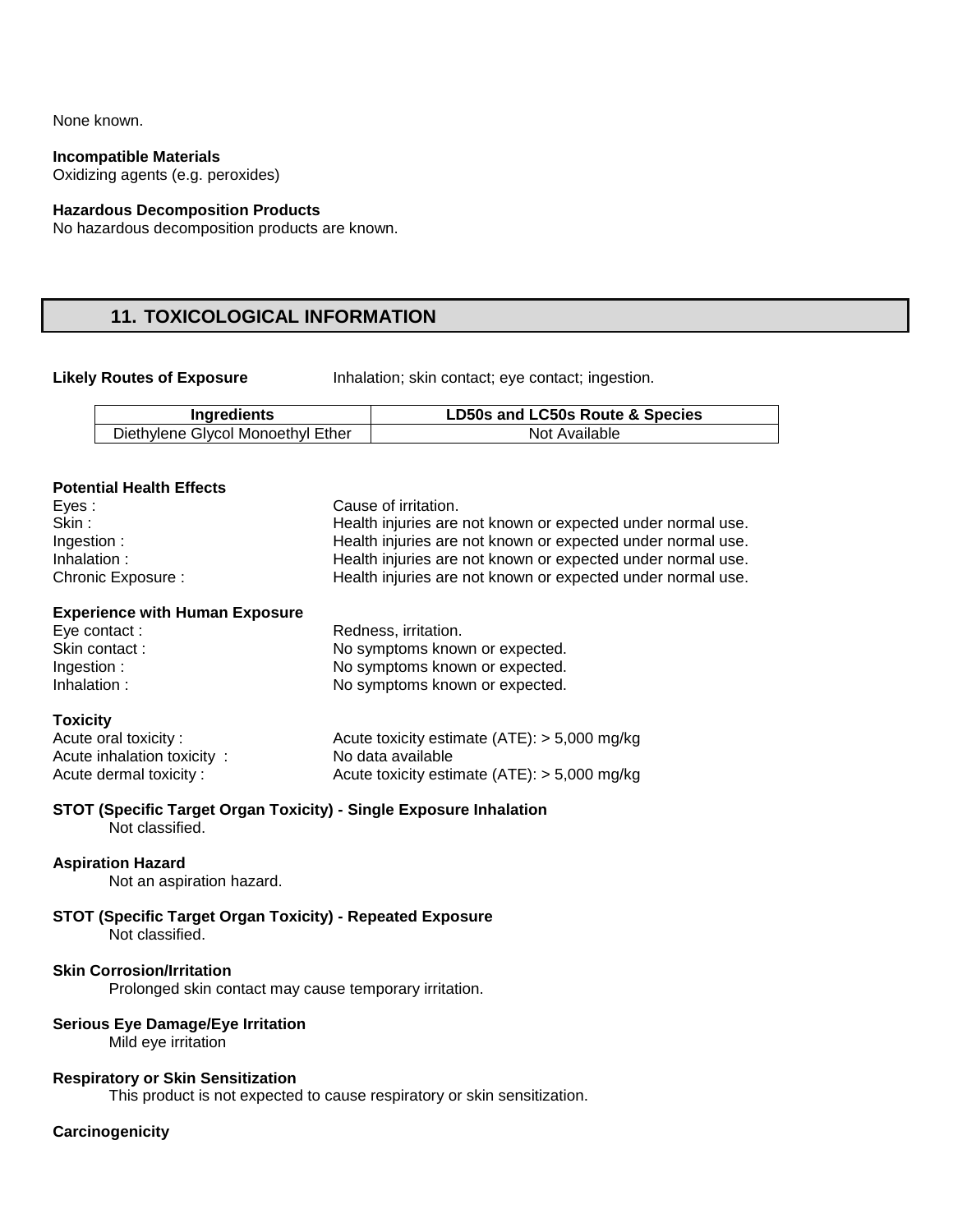None known.

**Incompatible Materials**
Oxidizing agents (e.g. peroxides)

**Hazardous Decomposition Products**
No hazardous decomposition products are known.

## 11. TOXICOLOGICAL INFORMATION

**Likely Routes of Exposure** Inhalation; skin contact; eye contact; ingestion.

| Ingredients | LD50s and LC50s Route & Species |
| --- | --- |
| Diethylene Glycol Monoethyl Ether | Not Available |

**Potential Health Effects**

Eyes : Cause of irritation.
Skin : Health injuries are not known or expected under normal use.
Ingestion : Health injuries are not known or expected under normal use.
Inhalation : Health injuries are not known or expected under normal use.
Chronic Exposure : Health injuries are not known or expected under normal use.

**Experience with Human Exposure**

Eye contact : Redness, irritation.
Skin contact : No symptoms known or expected.
Ingestion : No symptoms known or expected.
Inhalation : No symptoms known or expected.

**Toxicity**

Acute oral toxicity : Acute toxicity estimate (ATE): > 5,000 mg/kg
Acute inhalation toxicity : No data available
Acute dermal toxicity : Acute toxicity estimate (ATE): > 5,000 mg/kg

**STOT (Specific Target Organ Toxicity) - Single Exposure Inhalation**
Not classified.

**Aspiration Hazard**
Not an aspiration hazard.

**STOT (Specific Target Organ Toxicity) - Repeated Exposure**
Not classified.

**Skin Corrosion/Irritation**
Prolonged skin contact may cause temporary irritation.

**Serious Eye Damage/Eye Irritation**
Mild eye irritation

**Respiratory or Skin Sensitization**
This product is not expected to cause respiratory or skin sensitization.

**Carcinogenicity**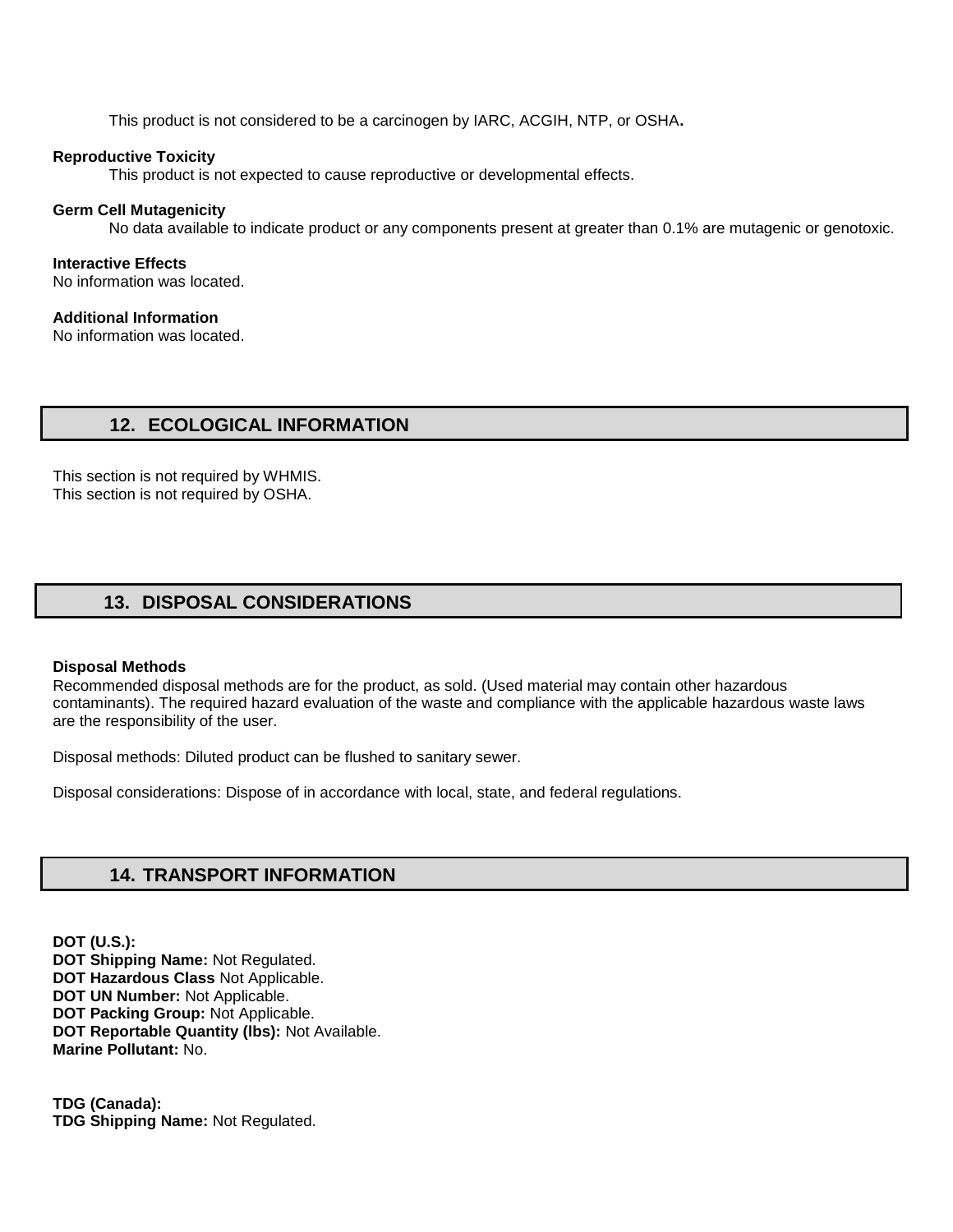This product is not considered to be a carcinogen by IARC, ACGIH, NTP, or OSHA**.**

**Reproductive Toxicity**

This product is not expected to cause reproductive or developmental effects.

**Germ Cell Mutagenicity**

No data available to indicate product or any components present at greater than 0.1% are mutagenic or genotoxic.

**Interactive Effects**

No information was located.

**Additional Information**

No information was located.

## 12. ECOLOGICAL INFORMATION

This section is not required by WHMIS.
This section is not required by OSHA.

## 13. DISPOSAL CONSIDERATIONS

**Disposal Methods**

Recommended disposal methods are for the product, as sold. (Used material may contain other hazardous contaminants). The required hazard evaluation of the waste and compliance with the applicable hazardous waste laws are the responsibility of the user.

Disposal methods: Diluted product can be flushed to sanitary sewer.

Disposal considerations: Dispose of in accordance with local, state, and federal regulations.

## 14. TRANSPORT INFORMATION

**DOT (U.S.):**
**DOT Shipping Name:** Not Regulated.
**DOT Hazardous Class** Not Applicable.
**DOT UN Number:** Not Applicable.
**DOT Packing Group:** Not Applicable.
**DOT Reportable Quantity (lbs):** Not Available.
**Marine Pollutant:** No.

**TDG (Canada):**
**TDG Shipping Name:** Not Regulated.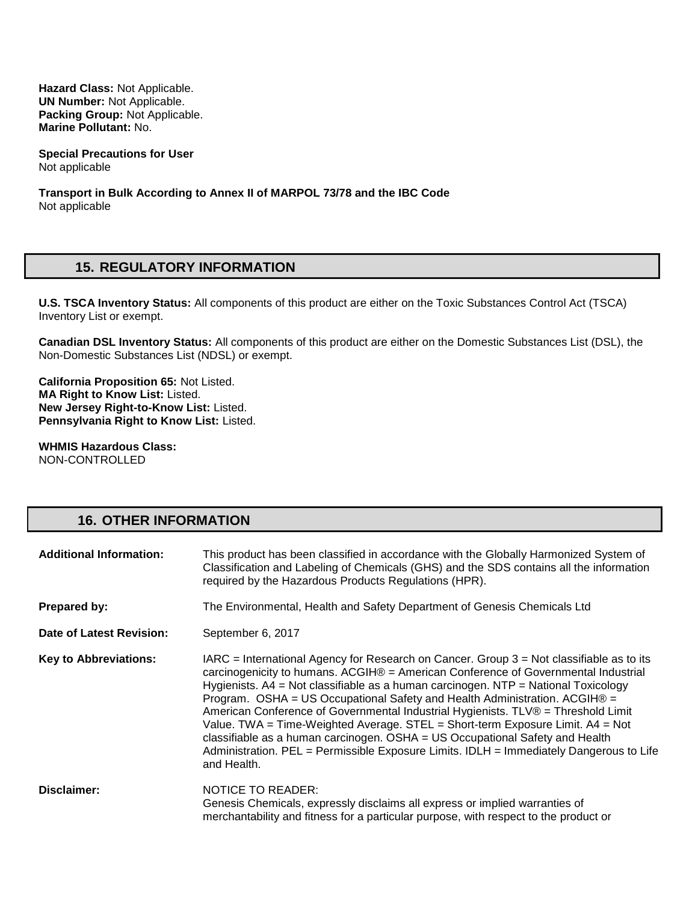**Hazard Class:** Not Applicable.
**UN Number:** Not Applicable.
**Packing Group:** Not Applicable.
**Marine Pollutant:** No.

**Special Precautions for User**
Not applicable

**Transport in Bulk According to Annex II of MARPOL 73/78 and the IBC Code**
Not applicable

## 15. REGULATORY INFORMATION

**U.S. TSCA Inventory Status:** All components of this product are either on the Toxic Substances Control Act (TSCA) Inventory List or exempt.

**Canadian DSL Inventory Status:** All components of this product are either on the Domestic Substances List (DSL), the Non-Domestic Substances List (NDSL) or exempt.

**California Proposition 65:** Not Listed.
**MA Right to Know List:** Listed.
**New Jersey Right-to-Know List:** Listed.
**Pennsylvania Right to Know List:** Listed.

**WHMIS Hazardous Class:**
NON-CONTROLLED

## 16. OTHER INFORMATION

**Additional Information:** This product has been classified in accordance with the Globally Harmonized System of Classification and Labeling of Chemicals (GHS) and the SDS contains all the information required by the Hazardous Products Regulations (HPR).

**Prepared by:** The Environmental, Health and Safety Department of Genesis Chemicals Ltd

**Date of Latest Revision:** September 6, 2017

**Key to Abbreviations:** IARC = International Agency for Research on Cancer. Group 3 = Not classifiable as to its carcinogenicity to humans. ACGIH® = American Conference of Governmental Industrial Hygienists. A4 = Not classifiable as a human carcinogen. NTP = National Toxicology Program. OSHA = US Occupational Safety and Health Administration. ACGIH® = American Conference of Governmental Industrial Hygienists. TLV® = Threshold Limit Value. TWA = Time-Weighted Average. STEL = Short-term Exposure Limit. A4 = Not classifiable as a human carcinogen. OSHA = US Occupational Safety and Health Administration. PEL = Permissible Exposure Limits. IDLH = Immediately Dangerous to Life and Health.

**Disclaimer:** NOTICE TO READER:
Genesis Chemicals, expressly disclaims all express or implied warranties of merchantability and fitness for a particular purpose, with respect to the product or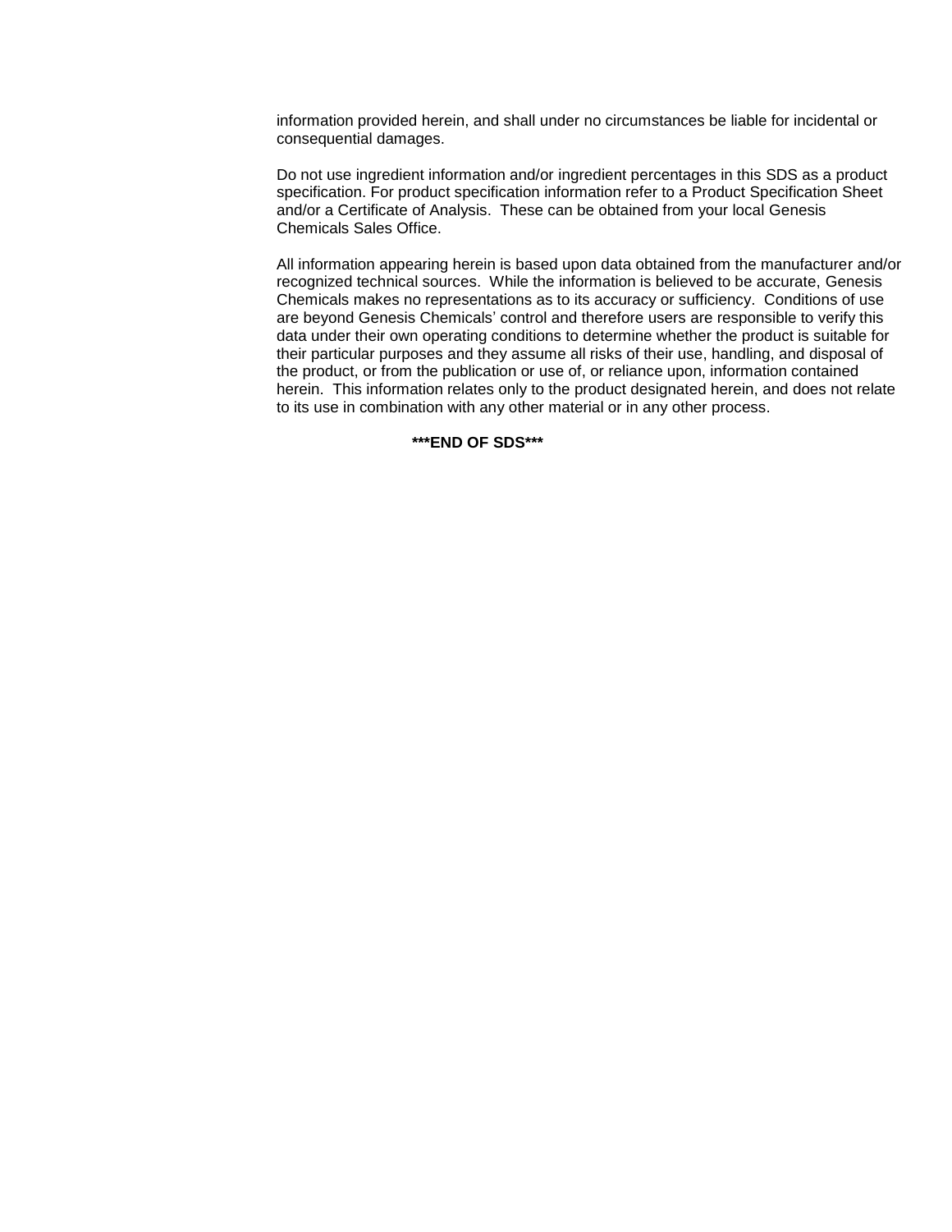information provided herein, and shall under no circumstances be liable for incidental or consequential damages.

Do not use ingredient information and/or ingredient percentages in this SDS as a product specification. For product specification information refer to a Product Specification Sheet and/or a Certificate of Analysis. These can be obtained from your local Genesis Chemicals Sales Office.

All information appearing herein is based upon data obtained from the manufacturer and/or recognized technical sources. While the information is believed to be accurate, Genesis Chemicals makes no representations as to its accuracy or sufficiency. Conditions of use are beyond Genesis Chemicals' control and therefore users are responsible to verify this data under their own operating conditions to determine whether the product is suitable for their particular purposes and they assume all risks of their use, handling, and disposal of the product, or from the publication or use of, or reliance upon, information contained herein. This information relates only to the product designated herein, and does not relate to its use in combination with any other material or in any other process.

**\*\*\*END OF SDS\*\*\***